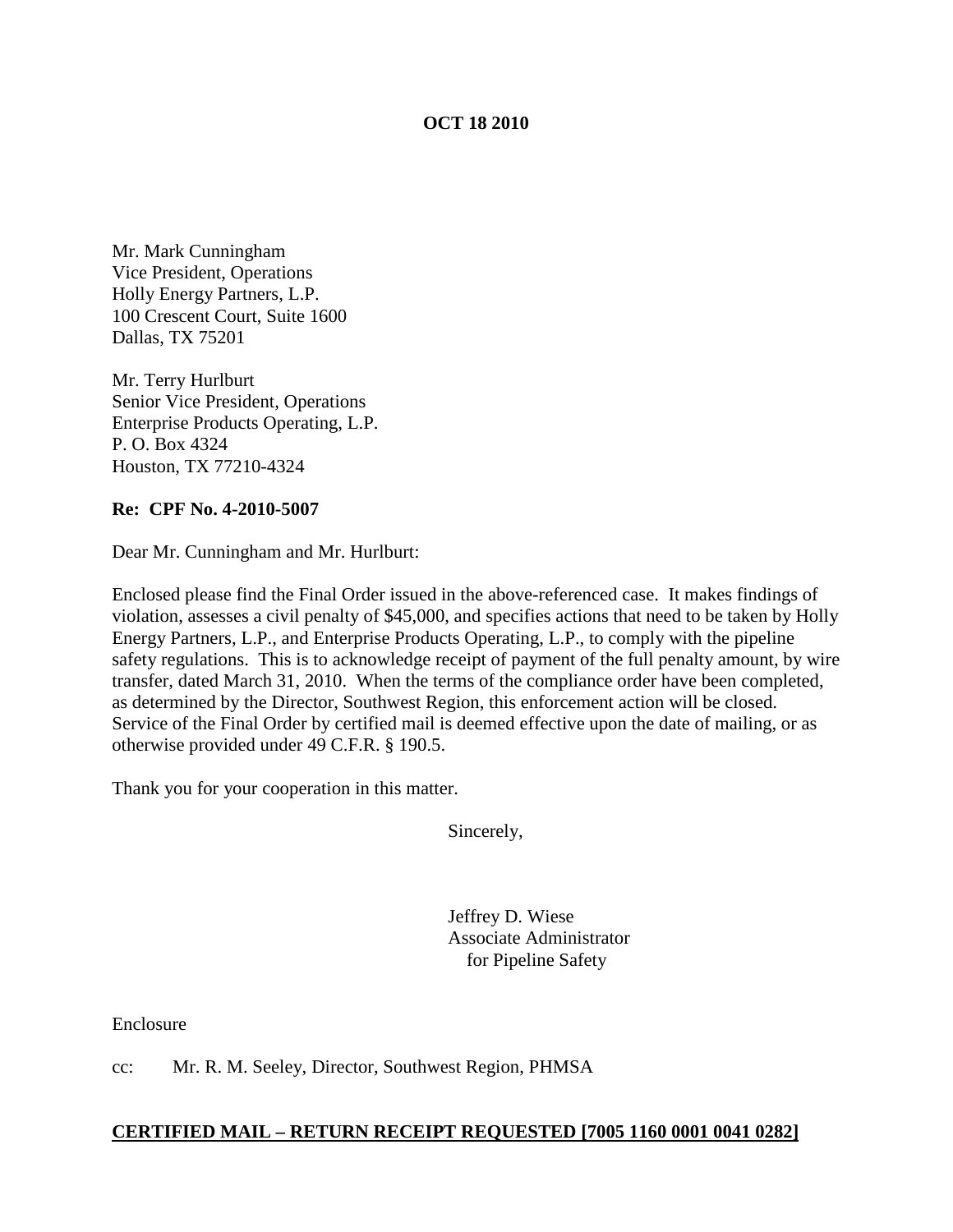**OCT 18 2010**

Mr. Mark Cunningham
Vice President, Operations
Holly Energy Partners, L.P.
100 Crescent Court, Suite 1600
Dallas, TX 75201

Mr. Terry Hurlburt
Senior Vice President, Operations
Enterprise Products Operating, L.P.
P. O. Box 4324
Houston, TX 77210-4324

**Re: CPF No. 4-2010-5007**

Dear Mr. Cunningham and Mr. Hurlburt:

Enclosed please find the Final Order issued in the above-referenced case. It makes findings of violation, assesses a civil penalty of $45,000, and specifies actions that need to be taken by Holly Energy Partners, L.P., and Enterprise Products Operating, L.P., to comply with the pipeline safety regulations. This is to acknowledge receipt of payment of the full penalty amount, by wire transfer, dated March 31, 2010. When the terms of the compliance order have been completed, as determined by the Director, Southwest Region, this enforcement action will be closed. Service of the Final Order by certified mail is deemed effective upon the date of mailing, or as otherwise provided under 49 C.F.R. § 190.5.

Thank you for your cooperation in this matter.

Sincerely,

Jeffrey D. Wiese
Associate Administrator
for Pipeline Safety

Enclosure

cc: Mr. R. M. Seeley, Director, Southwest Region, PHMSA

**CERTIFIED MAIL – RETURN RECEIPT REQUESTED [7005 1160 0001 0041 0282]**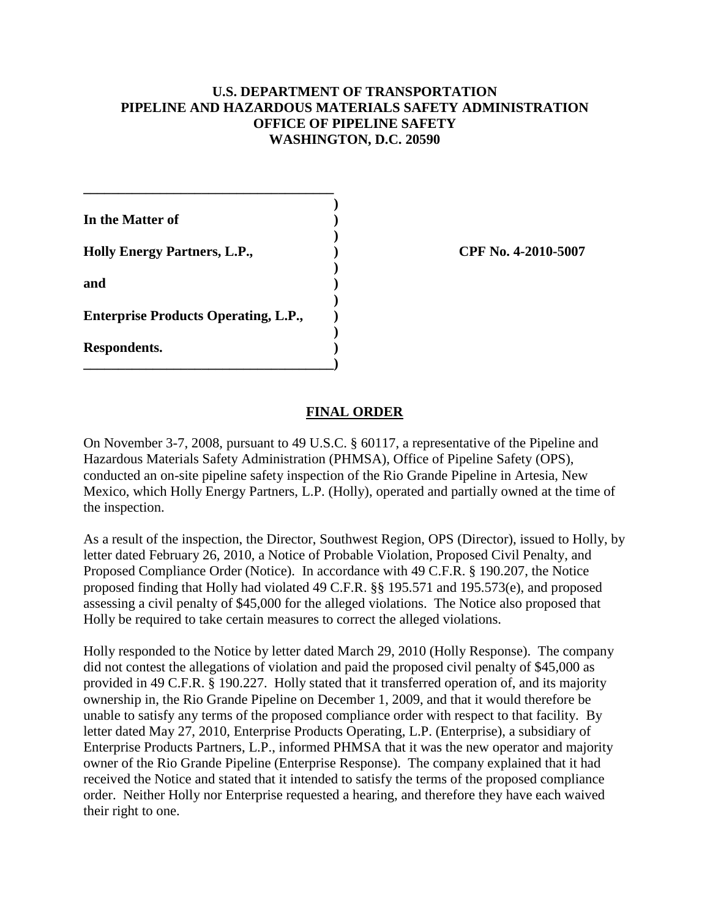**U.S. DEPARTMENT OF TRANSPORTATION**
**PIPELINE AND HAZARDOUS MATERIALS SAFETY ADMINISTRATION**
**OFFICE OF PIPELINE SAFETY**
**WASHINGTON, D.C. 20590**

| | | |
|---|---|---|
| **In the Matter of** | ) | |
| **Holly Energy Partners, L.P.,** | ) | **CPF No. 4-2010-5007** |
| **and** | ) | |
| **Enterprise Products Operating, L.P.,** | ) | |
| **Respondents.** | ) | |

## FINAL ORDER

On November 3-7, 2008, pursuant to 49 U.S.C. § 60117, a representative of the Pipeline and Hazardous Materials Safety Administration (PHMSA), Office of Pipeline Safety (OPS), conducted an on-site pipeline safety inspection of the Rio Grande Pipeline in Artesia, New Mexico, which Holly Energy Partners, L.P. (Holly), operated and partially owned at the time of the inspection.

As a result of the inspection, the Director, Southwest Region, OPS (Director), issued to Holly, by letter dated February 26, 2010, a Notice of Probable Violation, Proposed Civil Penalty, and Proposed Compliance Order (Notice). In accordance with 49 C.F.R. § 190.207, the Notice proposed finding that Holly had violated 49 C.F.R. §§ 195.571 and 195.573(e), and proposed assessing a civil penalty of $45,000 for the alleged violations. The Notice also proposed that Holly be required to take certain measures to correct the alleged violations.

Holly responded to the Notice by letter dated March 29, 2010 (Holly Response). The company did not contest the allegations of violation and paid the proposed civil penalty of $45,000 as provided in 49 C.F.R. § 190.227. Holly stated that it transferred operation of, and its majority ownership in, the Rio Grande Pipeline on December 1, 2009, and that it would therefore be unable to satisfy any terms of the proposed compliance order with respect to that facility. By letter dated May 27, 2010, Enterprise Products Operating, L.P. (Enterprise), a subsidiary of Enterprise Products Partners, L.P., informed PHMSA that it was the new operator and majority owner of the Rio Grande Pipeline (Enterprise Response). The company explained that it had received the Notice and stated that it intended to satisfy the terms of the proposed compliance order. Neither Holly nor Enterprise requested a hearing, and therefore they have each waived their right to one.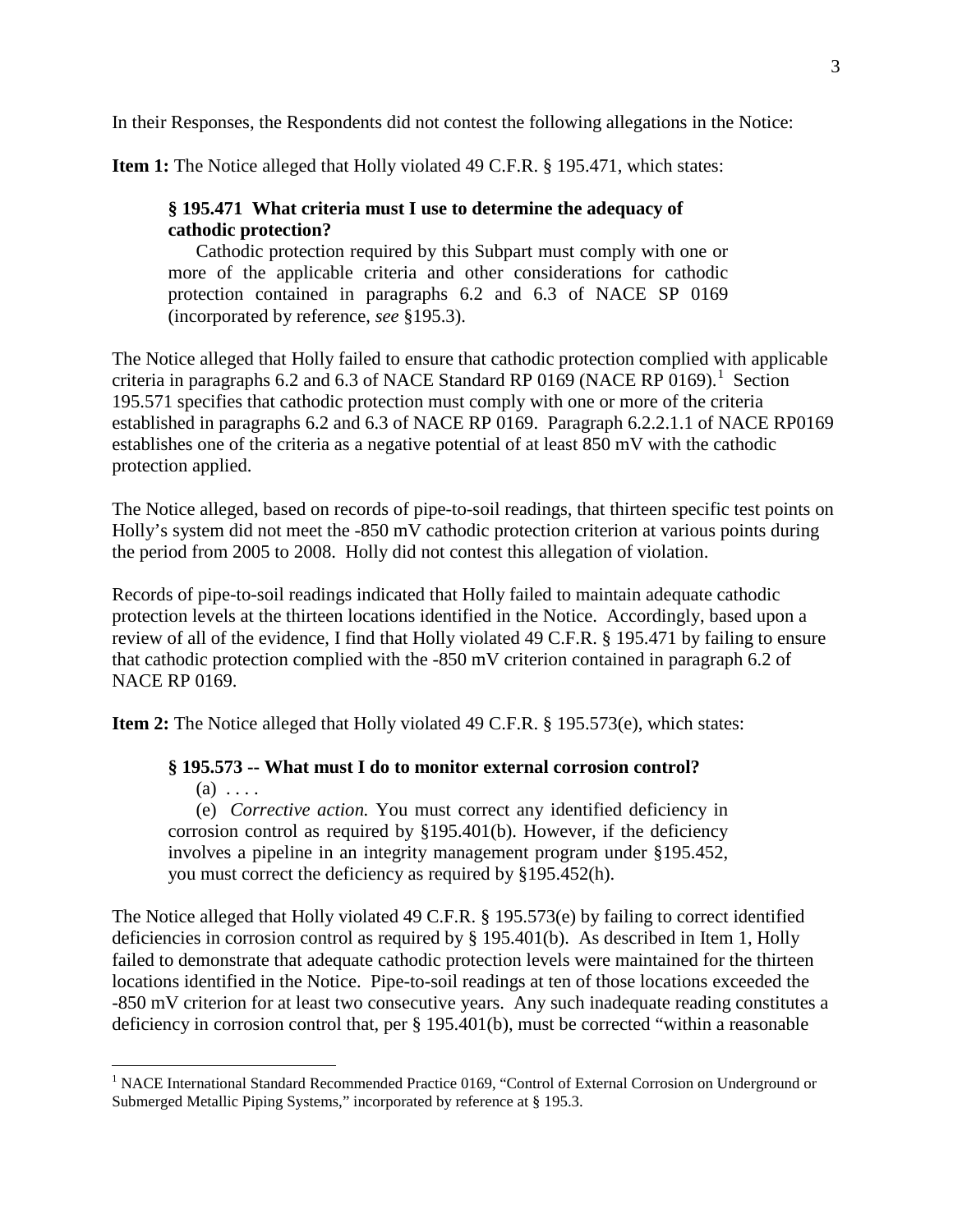In their Responses, the Respondents did not contest the following allegations in the Notice:

**Item 1:** The Notice alleged that Holly violated 49 C.F.R. § 195.471, which states:

> **§ 195.471 What criteria must I use to determine the adequacy of cathodic protection?**
>
> Cathodic protection required by this Subpart must comply with one or more of the applicable criteria and other considerations for cathodic protection contained in paragraphs 6.2 and 6.3 of NACE SP 0169 (incorporated by reference, *see* §195.3).

The Notice alleged that Holly failed to ensure that cathodic protection complied with applicable criteria in paragraphs 6.2 and 6.3 of NACE Standard RP 0169 (NACE RP 0169).[1] Section 195.571 specifies that cathodic protection must comply with one or more of the criteria established in paragraphs 6.2 and 6.3 of NACE RP 0169. Paragraph 6.2.2.1.1 of NACE RP0169 establishes one of the criteria as a negative potential of at least 850 mV with the cathodic protection applied.

The Notice alleged, based on records of pipe-to-soil readings, that thirteen specific test points on Holly's system did not meet the -850 mV cathodic protection criterion at various points during the period from 2005 to 2008. Holly did not contest this allegation of violation.

Records of pipe-to-soil readings indicated that Holly failed to maintain adequate cathodic protection levels at the thirteen locations identified in the Notice. Accordingly, based upon a review of all of the evidence, I find that Holly violated 49 C.F.R. § 195.471 by failing to ensure that cathodic protection complied with the -850 mV criterion contained in paragraph 6.2 of NACE RP 0169.

**Item 2:** The Notice alleged that Holly violated 49 C.F.R. § 195.573(e), which states:

> **§ 195.573 -- What must I do to monitor external corrosion control?**
>
> (a) . . . .
>
> (e) *Corrective action.* You must correct any identified deficiency in corrosion control as required by §195.401(b). However, if the deficiency involves a pipeline in an integrity management program under §195.452, you must correct the deficiency as required by §195.452(h).

The Notice alleged that Holly violated 49 C.F.R. § 195.573(e) by failing to correct identified deficiencies in corrosion control as required by § 195.401(b). As described in Item 1, Holly failed to demonstrate that adequate cathodic protection levels were maintained for the thirteen locations identified in the Notice. Pipe-to-soil readings at ten of those locations exceeded the -850 mV criterion for at least two consecutive years. Any such inadequate reading constitutes a deficiency in corrosion control that, per § 195.401(b), must be corrected "within a reasonable

---

[1] NACE International Standard Recommended Practice 0169, "Control of External Corrosion on Underground or Submerged Metallic Piping Systems," incorporated by reference at § 195.3.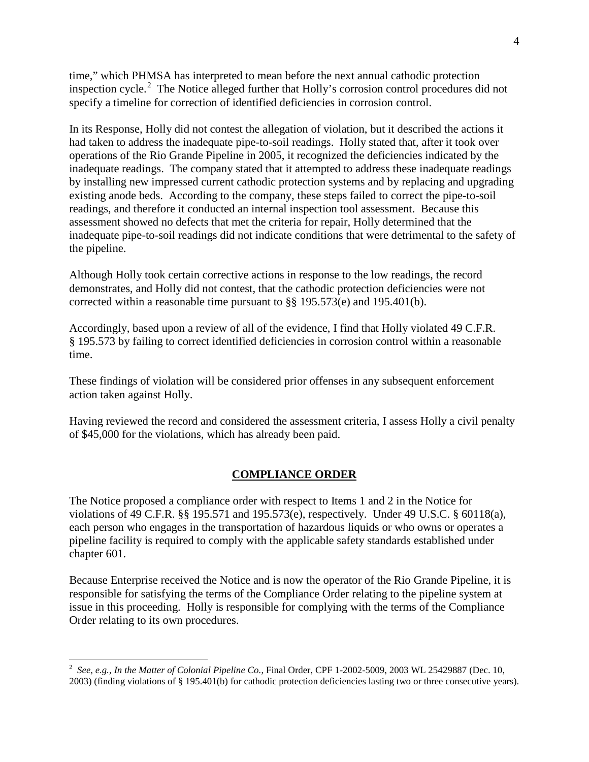time," which PHMSA has interpreted to mean before the next annual cathodic protection inspection cycle.[2] The Notice alleged further that Holly's corrosion control procedures did not specify a timeline for correction of identified deficiencies in corrosion control.

In its Response, Holly did not contest the allegation of violation, but it described the actions it had taken to address the inadequate pipe-to-soil readings. Holly stated that, after it took over operations of the Rio Grande Pipeline in 2005, it recognized the deficiencies indicated by the inadequate readings. The company stated that it attempted to address these inadequate readings by installing new impressed current cathodic protection systems and by replacing and upgrading existing anode beds. According to the company, these steps failed to correct the pipe-to-soil readings, and therefore it conducted an internal inspection tool assessment. Because this assessment showed no defects that met the criteria for repair, Holly determined that the inadequate pipe-to-soil readings did not indicate conditions that were detrimental to the safety of the pipeline.

Although Holly took certain corrective actions in response to the low readings, the record demonstrates, and Holly did not contest, that the cathodic protection deficiencies were not corrected within a reasonable time pursuant to §§ 195.573(e) and 195.401(b).

Accordingly, based upon a review of all of the evidence, I find that Holly violated 49 C.F.R. § 195.573 by failing to correct identified deficiencies in corrosion control within a reasonable time.

These findings of violation will be considered prior offenses in any subsequent enforcement action taken against Holly.

Having reviewed the record and considered the assessment criteria, I assess Holly a civil penalty of $45,000 for the violations, which has already been paid.

## COMPLIANCE ORDER

The Notice proposed a compliance order with respect to Items 1 and 2 in the Notice for violations of 49 C.F.R. §§ 195.571 and 195.573(e), respectively. Under 49 U.S.C. § 60118(a), each person who engages in the transportation of hazardous liquids or who owns or operates a pipeline facility is required to comply with the applicable safety standards established under chapter 601.

Because Enterprise received the Notice and is now the operator of the Rio Grande Pipeline, it is responsible for satisfying the terms of the Compliance Order relating to the pipeline system at issue in this proceeding. Holly is responsible for complying with the terms of the Compliance Order relating to its own procedures.

---

[2] *See, e.g.*, *In the Matter of Colonial Pipeline Co.*, Final Order, CPF 1-2002-5009, 2003 WL 25429887 (Dec. 10, 2003) (finding violations of § 195.401(b) for cathodic protection deficiencies lasting two or three consecutive years).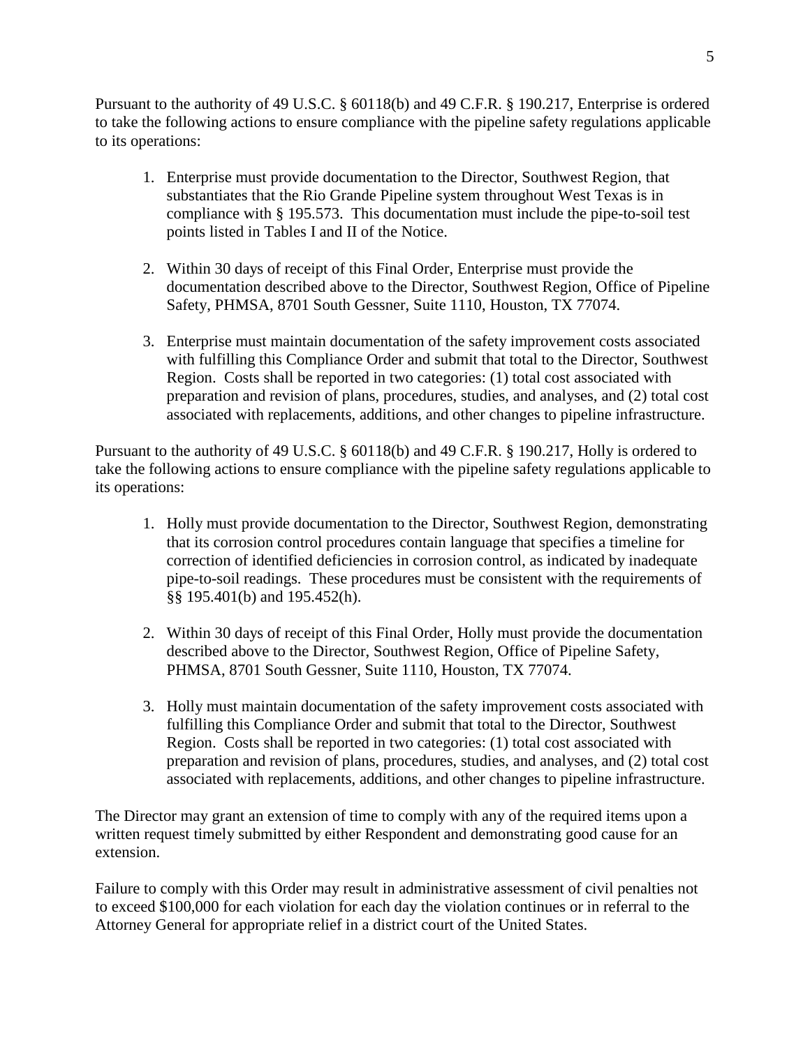Pursuant to the authority of 49 U.S.C. § 60118(b) and 49 C.F.R. § 190.217, Enterprise is ordered to take the following actions to ensure compliance with the pipeline safety regulations applicable to its operations:

1. Enterprise must provide documentation to the Director, Southwest Region, that substantiates that the Rio Grande Pipeline system throughout West Texas is in compliance with § 195.573. This documentation must include the pipe-to-soil test points listed in Tables I and II of the Notice.

2. Within 30 days of receipt of this Final Order, Enterprise must provide the documentation described above to the Director, Southwest Region, Office of Pipeline Safety, PHMSA, 8701 South Gessner, Suite 1110, Houston, TX 77074.

3. Enterprise must maintain documentation of the safety improvement costs associated with fulfilling this Compliance Order and submit that total to the Director, Southwest Region. Costs shall be reported in two categories: (1) total cost associated with preparation and revision of plans, procedures, studies, and analyses, and (2) total cost associated with replacements, additions, and other changes to pipeline infrastructure.

Pursuant to the authority of 49 U.S.C. § 60118(b) and 49 C.F.R. § 190.217, Holly is ordered to take the following actions to ensure compliance with the pipeline safety regulations applicable to its operations:

1. Holly must provide documentation to the Director, Southwest Region, demonstrating that its corrosion control procedures contain language that specifies a timeline for correction of identified deficiencies in corrosion control, as indicated by inadequate pipe-to-soil readings. These procedures must be consistent with the requirements of §§ 195.401(b) and 195.452(h).

2. Within 30 days of receipt of this Final Order, Holly must provide the documentation described above to the Director, Southwest Region, Office of Pipeline Safety, PHMSA, 8701 South Gessner, Suite 1110, Houston, TX 77074.

3. Holly must maintain documentation of the safety improvement costs associated with fulfilling this Compliance Order and submit that total to the Director, Southwest Region. Costs shall be reported in two categories: (1) total cost associated with preparation and revision of plans, procedures, studies, and analyses, and (2) total cost associated with replacements, additions, and other changes to pipeline infrastructure.

The Director may grant an extension of time to comply with any of the required items upon a written request timely submitted by either Respondent and demonstrating good cause for an extension.

Failure to comply with this Order may result in administrative assessment of civil penalties not to exceed $100,000 for each violation for each day the violation continues or in referral to the Attorney General for appropriate relief in a district court of the United States.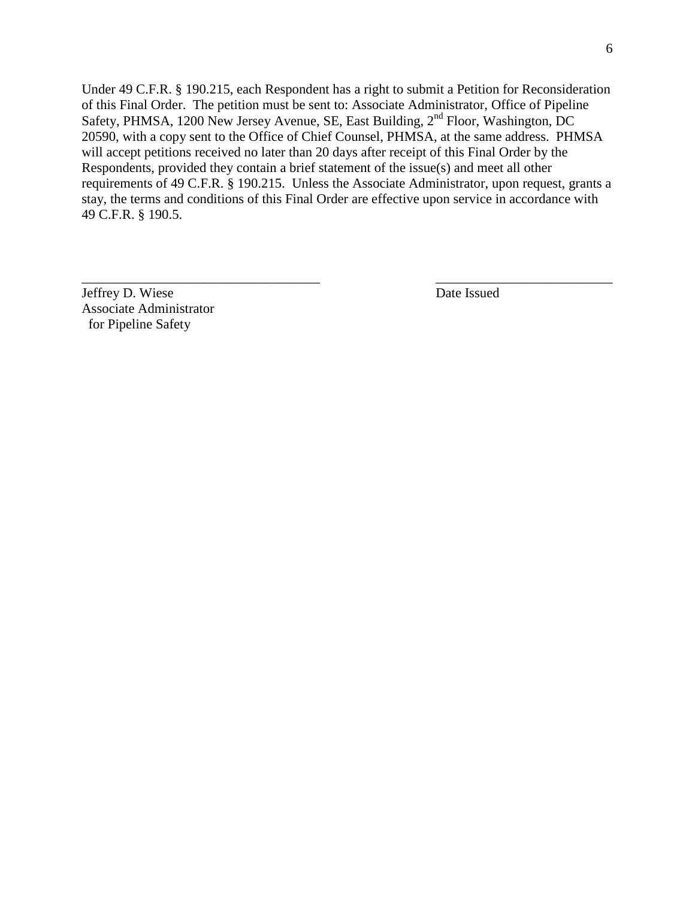Under 49 C.F.R. § 190.215, each Respondent has a right to submit a Petition for Reconsideration of this Final Order. The petition must be sent to: Associate Administrator, Office of Pipeline Safety, PHMSA, 1200 New Jersey Avenue, SE, East Building, 2nd Floor, Washington, DC 20590, with a copy sent to the Office of Chief Counsel, PHMSA, at the same address. PHMSA will accept petitions received no later than 20 days after receipt of this Final Order by the Respondents, provided they contain a brief statement of the issue(s) and meet all other requirements of 49 C.F.R. § 190.215. Unless the Associate Administrator, upon request, grants a stay, the terms and conditions of this Final Order are effective upon service in accordance with 49 C.F.R. § 190.5.

\_\_\_\_\_\_\_\_\_\_\_\_\_\_\_\_\_\_\_\_\_\_\_\_\_\_\_\_\_\_\_\_\_\_\_\_
Jeffrey D. Wiese
Associate Administrator
for Pipeline Safety

\_\_\_\_\_\_\_\_\_\_\_\_\_\_\_\_\_\_\_\_\_\_\_\_\_\_\_
Date Issued